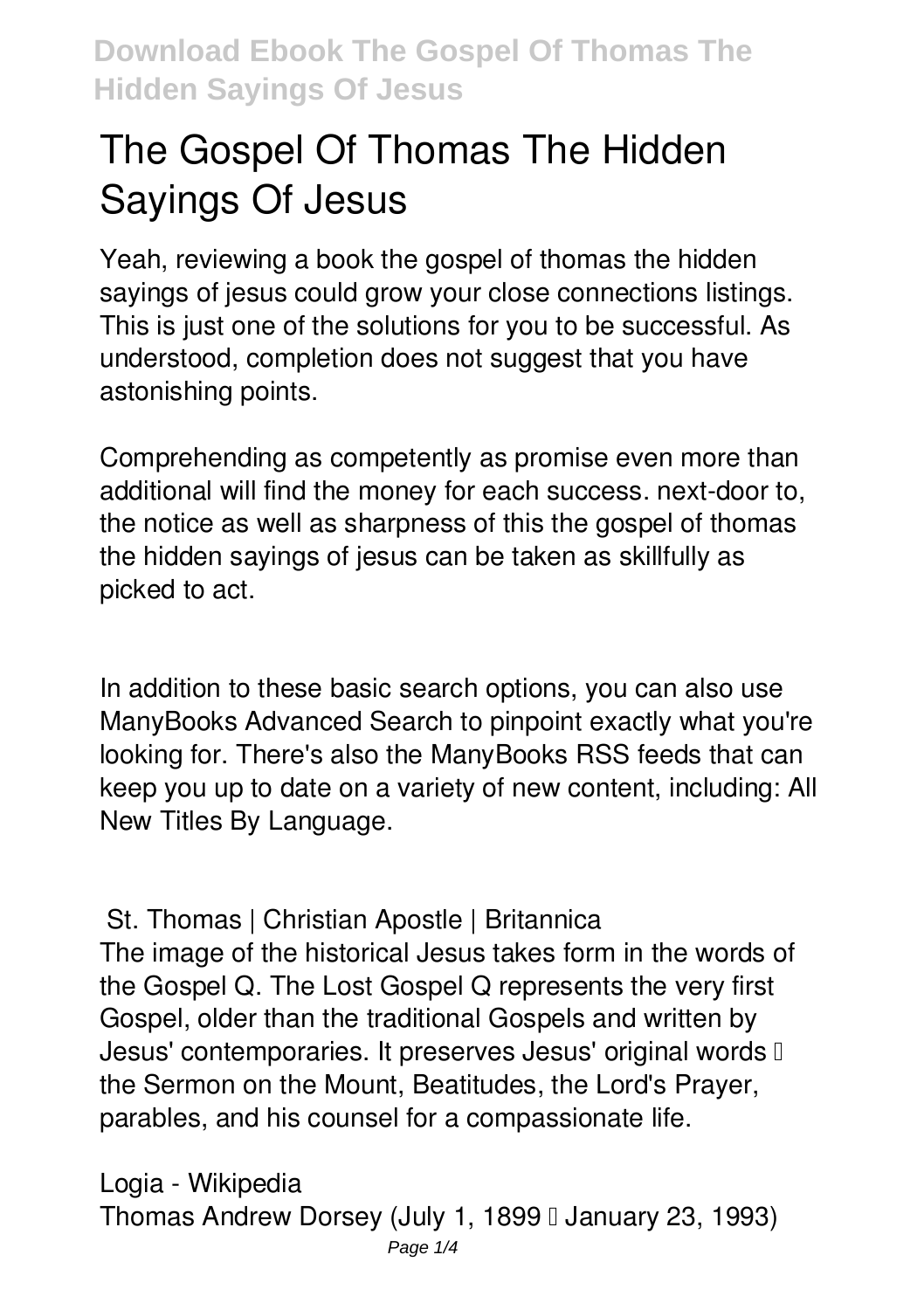# The Gospel Of Thomas The Hidden Sayings Of Jesus

Yeah, reviewing a book the gospel of thomas the hidden sayings of jesus could grow your close connections listings. This is just one of the solutions for you to be successful. As understood, completion does not suggest that you have astonishing points.

Comprehending as competently as promise even more than additional will find the money for each success. next-door to, the notice as well as sharpness of this the gospel of thomas the hidden sayings of jesus can be taken as skillfully as picked to act.

In addition to these basic search options, you can also use ManyBooks Advanced Search to pinpoint exactly what you're looking for. There's also the ManyBooks RSS feeds that can keep you up to date on a variety of new content, including: All New Titles By Language.

**St. Thomas | Christian Apostle | Britannica**

The image of the historical Jesus takes form in the words of the Gospel Q. The Lost Gospel Q represents the very first Gospel, older than the traditional Gospels and written by Jesus' contemporaries. It preserves Jesus' original words — the Sermon on the Mount, Beatitudes, the Lord's Prayer, parables, and his counsel for a compassionate life.

**Logia - Wikipedia**

Thomas Andrew Dorsey (July 1, 1899 – January 23, 1993)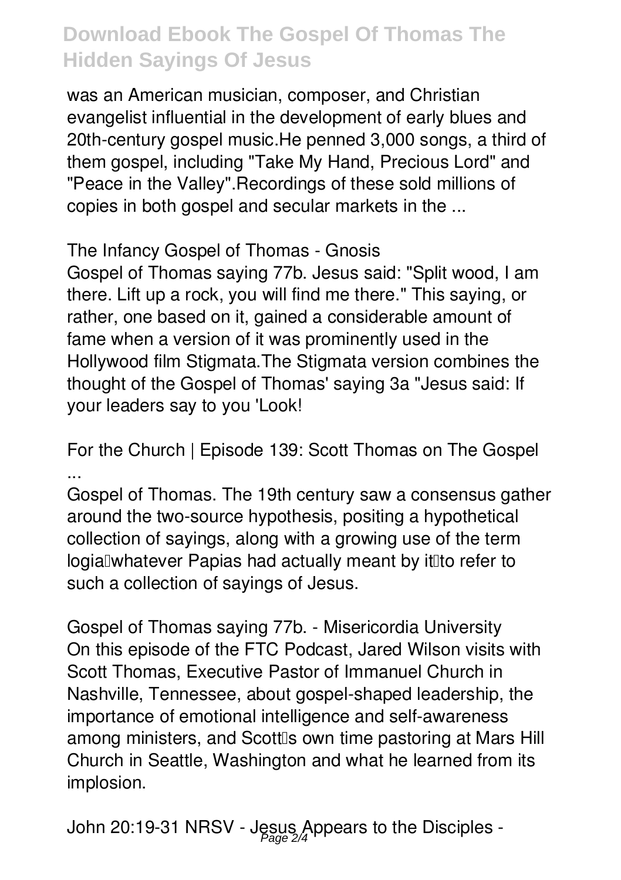was an American musician, composer, and Christian evangelist influential in the development of early blues and 20th-century gospel music.He penned 3,000 songs, a third of them gospel, including "Take My Hand, Precious Lord" and "Peace in the Valley".Recordings of these sold millions of copies in both gospel and secular markets in the ...

## The Infancy Gospel of Thomas - Gnosis

Gospel of Thomas saying 77b. Jesus said: "Split wood, I am there. Lift up a rock, you will find me there." This saying, or rather, one based on it, gained a considerable amount of fame when a version of it was prominently used in the Hollywood film Stigmata.The Stigmata version combines the thought of the Gospel of Thomas' saying 3a "Jesus said: If your leaders say to you 'Look!

## For the Church | Episode 139: Scott Thomas on The Gospel ...

Gospel of Thomas. The 19th century saw a consensus gather around the two-source hypothesis, positing a hypothetical collection of sayings, along with a growing use of the term logia—whatever Papias had actually meant by it—to refer to such a collection of sayings of Jesus.

## Gospel of Thomas saying 77b. - Misericordia University

On this episode of the FTC Podcast, Jared Wilson visits with Scott Thomas, Executive Pastor of Immanuel Church in Nashville, Tennessee, about gospel-shaped leadership, the importance of emotional intelligence and self-awareness among ministers, and Scott's own time pastoring at Mars Hill Church in Seattle, Washington and what he learned from its implosion.

## John 20:19-31 NRSV - Jesus Appears to the Disciples -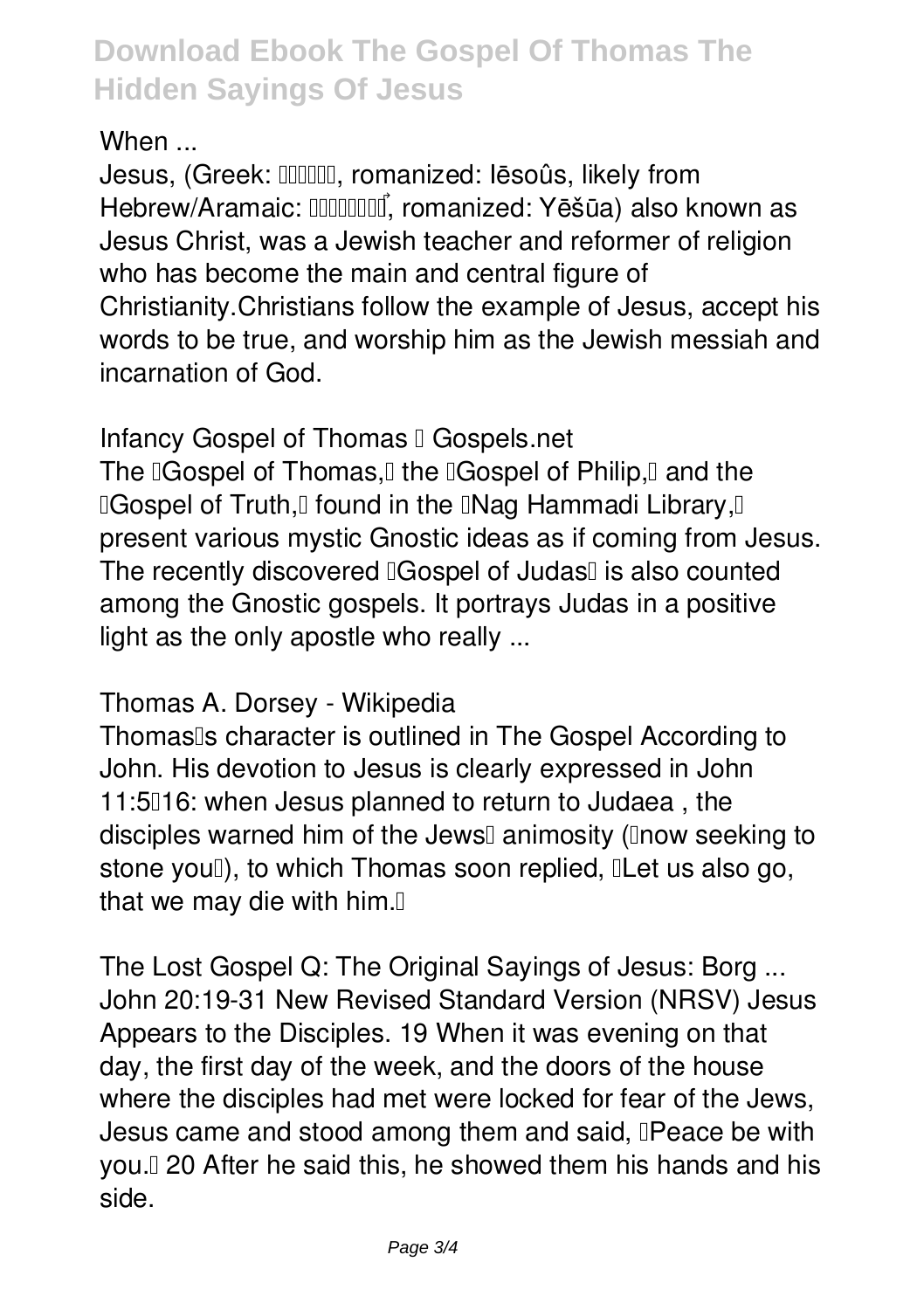When ...

Jesus, (Greek: Ἰησοῦς, romanized: Iēsoûs, likely from Hebrew/Aramaic: יֵשׁוּעַ, romanized: Yēšūa) also known as Jesus Christ, was a Jewish teacher and reformer of religion who has become the main and central figure of Christianity.Christians follow the example of Jesus, accept his words to be true, and worship him as the Jewish messiah and incarnation of God.

**Infancy Gospel of Thomas – Gospels.net**

The "Gospel of Thomas," the "Gospel of Philip," and the "Gospel of Truth," found in the "Nag Hammadi Library," present various mystic Gnostic ideas as if coming from Jesus. The recently discovered "Gospel of Judas" is also counted among the Gnostic gospels. It portrays Judas in a positive light as the only apostle who really ...

**Thomas A. Dorsey - Wikipedia**

Thomas's character is outlined in The Gospel According to John. His devotion to Jesus is clearly expressed in John 11:5–16: when Jesus planned to return to Judaea , the disciples warned him of the Jews' animosity ("now seeking to stone you"), to which Thomas soon replied, "Let us also go, that we may die with him."

**The Lost Gospel Q: The Original Sayings of Jesus: Borg ...**

John 20:19-31 New Revised Standard Version (NRSV) Jesus Appears to the Disciples. 19 When it was evening on that day, the first day of the week, and the doors of the house where the disciples had met were locked for fear of the Jews, Jesus came and stood among them and said, "Peace be with you." 20 After he said this, he showed them his hands and his side.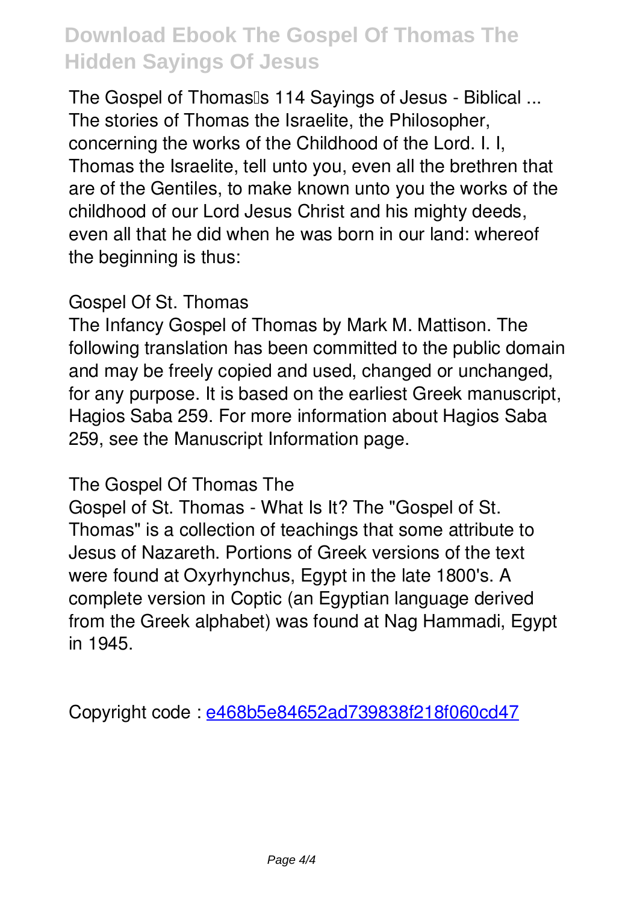The Gospel of Thomas's 114 Sayings of Jesus - Biblical ...
The stories of Thomas the Israelite, the Philosopher, concerning the works of the Childhood of the Lord. I. I, Thomas the Israelite, tell unto you, even all the brethren that are of the Gentiles, to make known unto you the works of the childhood of our Lord Jesus Christ and his mighty deeds, even all that he did when he was born in our land: whereof the beginning is thus:

Gospel Of St. Thomas
The Infancy Gospel of Thomas by Mark M. Mattison. The following translation has been committed to the public domain and may be freely copied and used, changed or unchanged, for any purpose. It is based on the earliest Greek manuscript, Hagios Saba 259. For more information about Hagios Saba 259, see the Manuscript Information page.

The Gospel Of Thomas The
Gospel of St. Thomas - What Is It? The "Gospel of St. Thomas" is a collection of teachings that some attribute to Jesus of Nazareth. Portions of Greek versions of the text were found at Oxyrhynchus, Egypt in the late 1800's. A complete version in Coptic (an Egyptian language derived from the Greek alphabet) was found at Nag Hammadi, Egypt in 1945.

Copyright code : e468b5e84652ad739838f218f060cd47